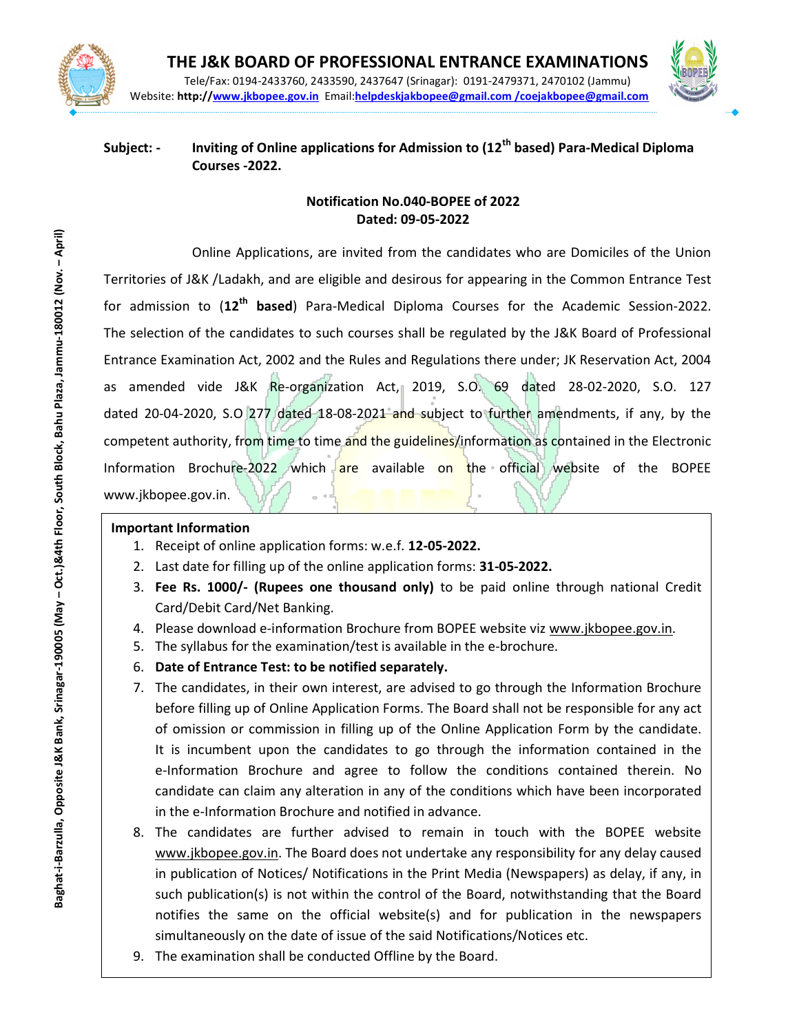# THE J&K BOARD OF PROFESSIONAL ENTRANCE EXAMINATIONS

Tele/Fax: 0194-2433760, 2433590, 2437647 (Srinagar): 0191-2479371, 2470102 (Jammu)
Website: **http://www.jkbopee.gov.in** Email:**helpdeskjakbopee@gmail.com /coejakbopee@gmail.com**

Baghat-i-Barzulla, Opposite J&K Bank, Srinagar-190005 (May – Oct.)&4th Floor, South Block, Bahu Plaza, Jammu-180012 (Nov. – April)

**Subject: - Inviting of Online applications for Admission to (12th based) Para-Medical Diploma Courses -2022.**

**Notification No.040-BOPEE of 2022**
**Dated: 09-05-2022**

Online Applications, are invited from the candidates who are Domiciles of the Union Territories of J&K /Ladakh, and are eligible and desirous for appearing in the Common Entrance Test for admission to (**12th based**) Para-Medical Diploma Courses for the Academic Session-2022. The selection of the candidates to such courses shall be regulated by the J&K Board of Professional Entrance Examination Act, 2002 and the Rules and Regulations there under; JK Reservation Act, 2004 as amended vide J&K Re-organization Act, 2019, S.O. 69 dated 28-02-2020, S.O. 127 dated 20-04-2020, S.O 277 dated 18-08-2021 and subject to further amendments, if any, by the competent authority, from time to time and the guidelines/information as contained in the Electronic Information Brochure-2022 which are available on the official website of the BOPEE www.jkbopee.gov.in.

**Important Information**

1. Receipt of online application forms: w.e.f. **12-05-2022.**
2. Last date for filling up of the online application forms: **31-05-2022.**
3. **Fee Rs. 1000/- (Rupees one thousand only)** to be paid online through national Credit Card/Debit Card/Net Banking.
4. Please download e-information Brochure from BOPEE website viz www.jkbopee.gov.in.
5. The syllabus for the examination/test is available in the e-brochure.
6. **Date of Entrance Test: to be notified separately.**
7. The candidates, in their own interest, are advised to go through the Information Brochure before filling up of Online Application Forms. The Board shall not be responsible for any act of omission or commission in filling up of the Online Application Form by the candidate. It is incumbent upon the candidates to go through the information contained in the e-Information Brochure and agree to follow the conditions contained therein. No candidate can claim any alteration in any of the conditions which have been incorporated in the e-Information Brochure and notified in advance.
8. The candidates are further advised to remain in touch with the BOPEE website www.jkbopee.gov.in. The Board does not undertake any responsibility for any delay caused in publication of Notices/ Notifications in the Print Media (Newspapers) as delay, if any, in such publication(s) is not within the control of the Board, notwithstanding that the Board notifies the same on the official website(s) and for publication in the newspapers simultaneously on the date of issue of the said Notifications/Notices etc.
9. The examination shall be conducted Offline by the Board.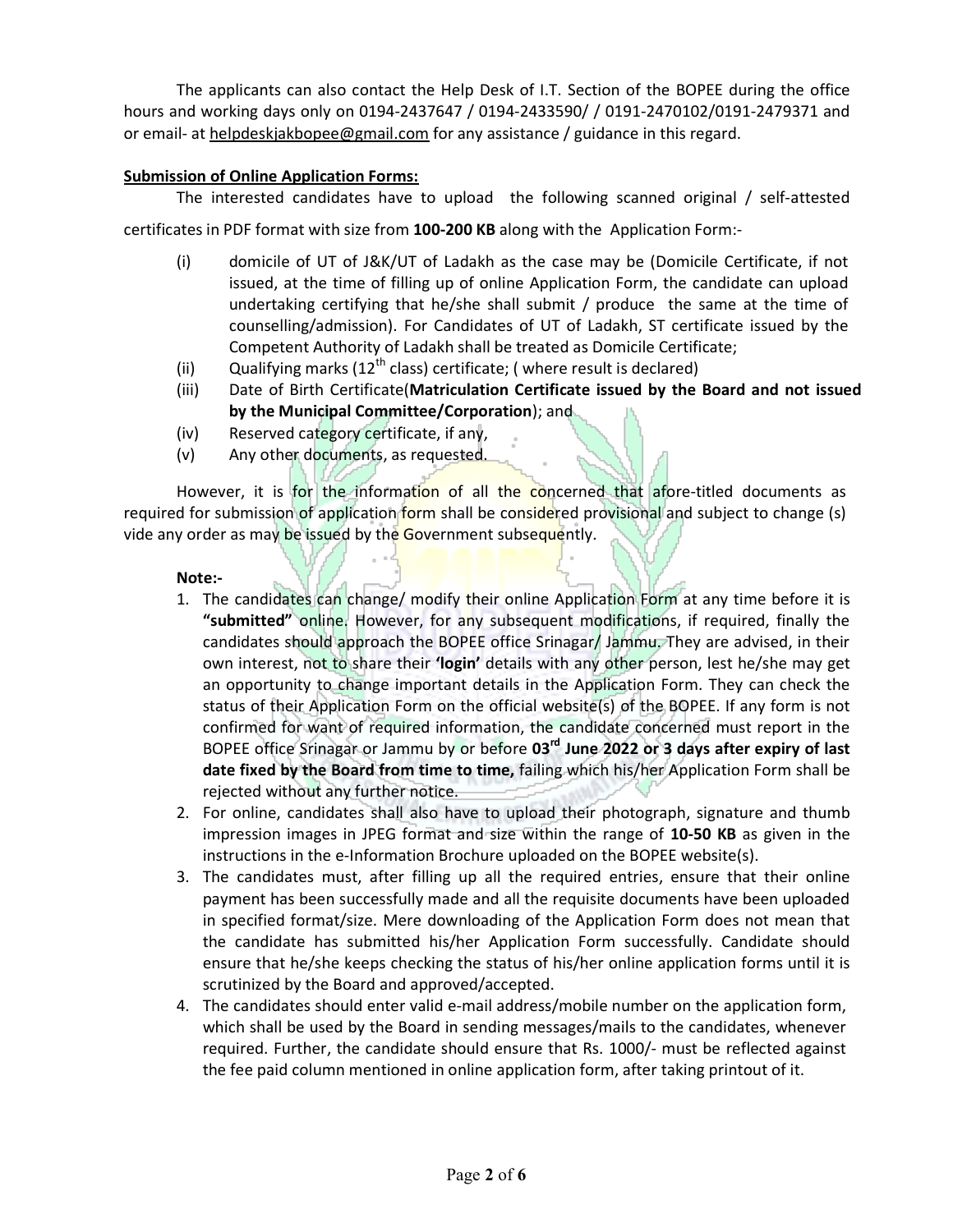The applicants can also contact the Help Desk of I.T. Section of the BOPEE during the office hours and working days only on 0194-2437647 / 0194-2433590/ / 0191-2470102/0191-2479371 and or email- at helpdeskjakbopee@gmail.com for any assistance / guidance in this regard.

**Submission of Online Application Forms:**

The interested candidates have to upload the following scanned original / self-attested certificates in PDF format with size from **100-200 KB** along with the Application Form:-

(i) domicile of UT of J&K/UT of Ladakh as the case may be (Domicile Certificate, if not issued, at the time of filling up of online Application Form, the candidate can upload undertaking certifying that he/she shall submit / produce the same at the time of counselling/admission). For Candidates of UT of Ladakh, ST certificate issued by the Competent Authority of Ladakh shall be treated as Domicile Certificate;

(ii) Qualifying marks (12th class) certificate; ( where result is declared)

(iii) Date of Birth Certificate(**Matriculation Certificate issued by the Board and not issued by the Municipal Committee/Corporation**); and

(iv) Reserved category certificate, if any,

(v) Any other documents, as requested.

However, it is for the information of all the concerned that afore-titled documents as required for submission of application form shall be considered provisional and subject to change (s) vide any order as may be issued by the Government subsequently.

**Note:-**

1. The candidates can change/ modify their online Application Form at any time before it is **"submitted"** online. However, for any subsequent modifications, if required, finally the candidates should approach the BOPEE office Srinagar/ Jammu. They are advised, in their own interest, not to share their **'login'** details with any other person, lest he/she may get an opportunity to change important details in the Application Form. They can check the status of their Application Form on the official website(s) of the BOPEE. If any form is not confirmed for want of required information, the candidate concerned must report in the BOPEE office Srinagar or Jammu by or before **03rd June 2022 or 3 days after expiry of last date fixed by the Board from time to time,** failing which his/her Application Form shall be rejected without any further notice.
2. For online, candidates shall also have to upload their photograph, signature and thumb impression images in JPEG format and size within the range of **10-50 KB** as given in the instructions in the e-Information Brochure uploaded on the BOPEE website(s).
3. The candidates must, after filling up all the required entries, ensure that their online payment has been successfully made and all the requisite documents have been uploaded in specified format/size. Mere downloading of the Application Form does not mean that the candidate has submitted his/her Application Form successfully. Candidate should ensure that he/she keeps checking the status of his/her online application forms until it is scrutinized by the Board and approved/accepted.
4. The candidates should enter valid e-mail address/mobile number on the application form, which shall be used by the Board in sending messages/mails to the candidates, whenever required. Further, the candidate should ensure that Rs. 1000/- must be reflected against the fee paid column mentioned in online application form, after taking printout of it.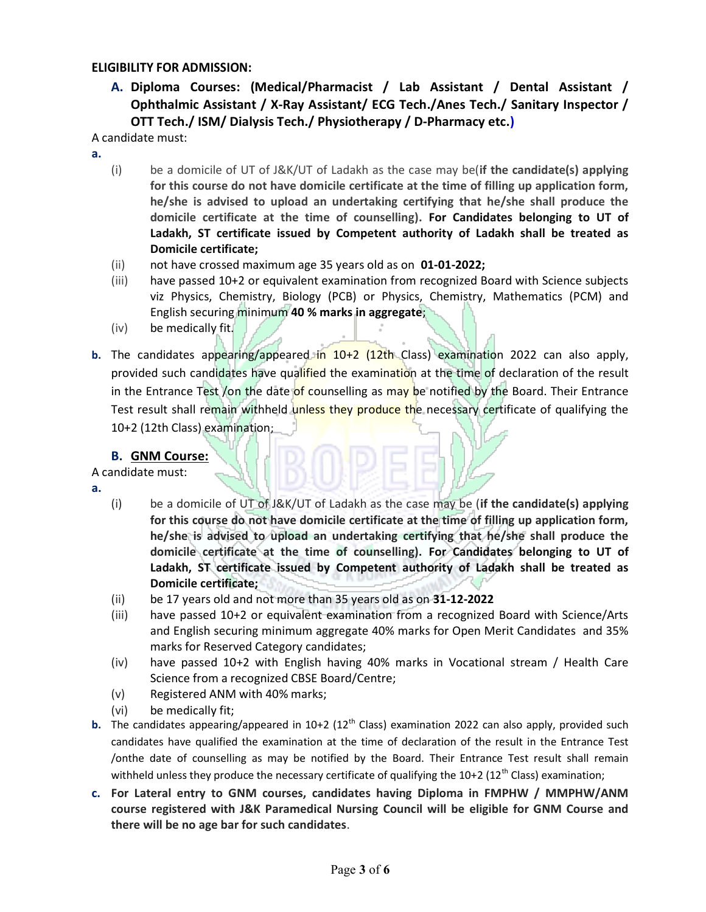**ELIGIBILITY FOR ADMISSION:**

**A. Diploma Courses: (Medical/Pharmacist / Lab Assistant / Dental Assistant / Ophthalmic Assistant / X-Ray Assistant/ ECG Tech./Anes Tech./ Sanitary Inspector / OTT Tech./ ISM/ Dialysis Tech./ Physiotherapy / D-Pharmacy etc.)**

A candidate must:

**a.**

- (i) be a domicile of UT of J&K/UT of Ladakh as the case may be(**if the candidate(s) applying for this course do not have domicile certificate at the time of filling up application form, he/she is advised to upload an undertaking certifying that he/she shall produce the domicile certificate at the time of counselling). For Candidates belonging to UT of Ladakh, ST certificate issued by Competent authority of Ladakh shall be treated as Domicile certificate;**
- (ii) not have crossed maximum age 35 years old as on **01-01-2022;**
- (iii) have passed 10+2 or equivalent examination from recognized Board with Science subjects viz Physics, Chemistry, Biology (PCB) or Physics, Chemistry, Mathematics (PCM) and English securing minimum **40 % marks in aggregate**;
- (iv) be medically fit.

**b.** The candidates appearing/appeared in 10+2 (12th Class) examination 2022 can also apply, provided such candidates have qualified the examination at the time of declaration of the result in the Entrance Test /on the date of counselling as may be notified by the Board. Their Entrance Test result shall remain withheld unless they produce the necessary certificate of qualifying the 10+2 (12th Class) examination;

**B. GNM Course:**

A candidate must:

**a.**

- (i) be a domicile of UT of J&K/UT of Ladakh as the case may be (**if the candidate(s) applying for this course do not have domicile certificate at the time of filling up application form, he/she is advised to upload an undertaking certifying that he/she shall produce the domicile certificate at the time of counselling). For Candidates belonging to UT of Ladakh, ST certificate issued by Competent authority of Ladakh shall be treated as Domicile certificate;**
- (ii) be 17 years old and not more than 35 years old as on **31-12-2022**
- (iii) have passed 10+2 or equivalent examination from a recognized Board with Science/Arts and English securing minimum aggregate 40% marks for Open Merit Candidates and 35% marks for Reserved Category candidates;
- (iv) have passed 10+2 with English having 40% marks in Vocational stream / Health Care Science from a recognized CBSE Board/Centre;
- (v) Registered ANM with 40% marks;
- (vi) be medically fit;

**b.** The candidates appearing/appeared in 10+2 (12th Class) examination 2022 can also apply, provided such candidates have qualified the examination at the time of declaration of the result in the Entrance Test /onthe date of counselling as may be notified by the Board. Their Entrance Test result shall remain withheld unless they produce the necessary certificate of qualifying the 10+2 (12th Class) examination;

**c. For Lateral entry to GNM courses, candidates having Diploma in FMPHW / MMPHW/ANM course registered with J&K Paramedical Nursing Council will be eligible for GNM Course and there will be no age bar for such candidates**.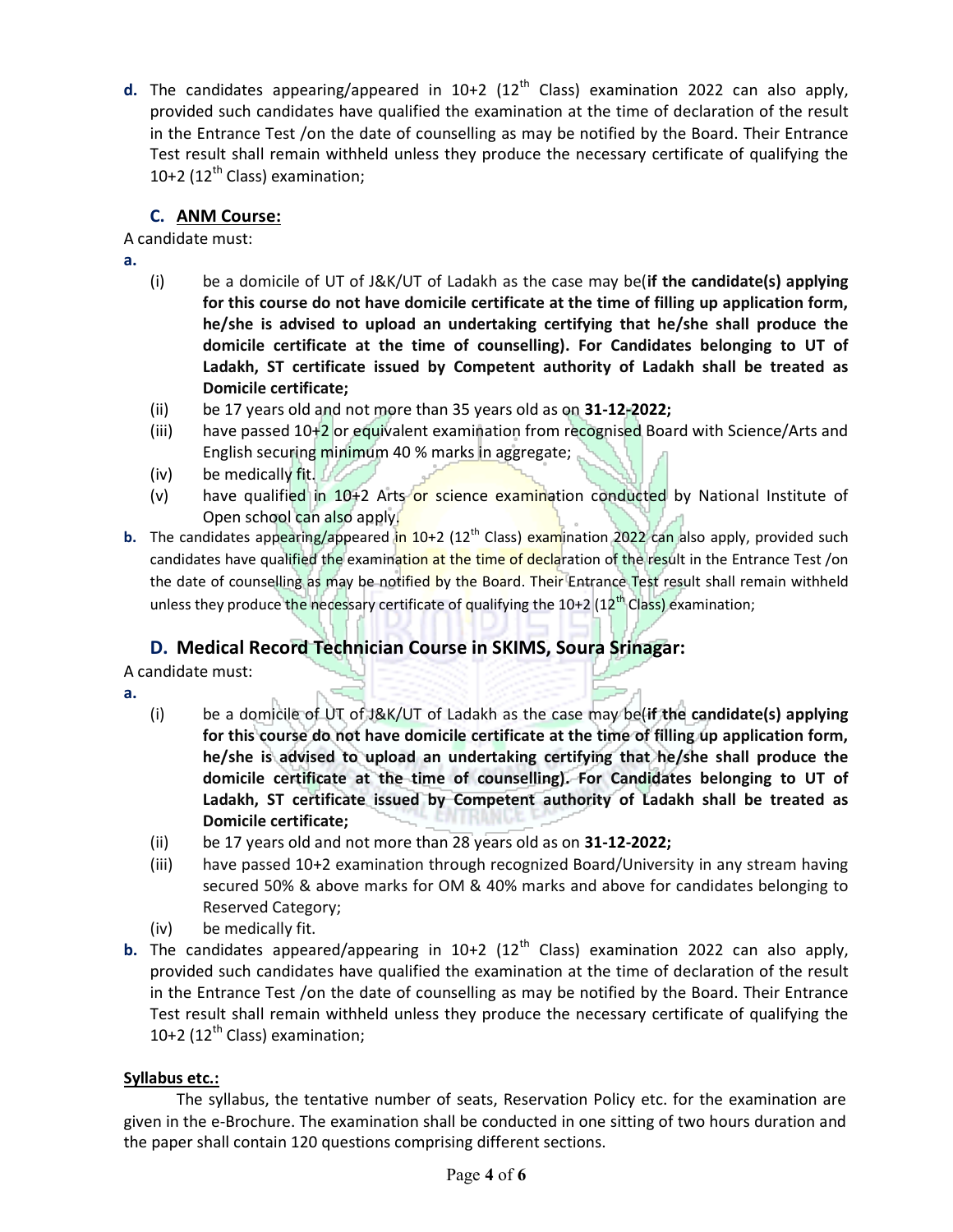**d.** The candidates appearing/appeared in 10+2 (12th Class) examination 2022 can also apply, provided such candidates have qualified the examination at the time of declaration of the result in the Entrance Test /on the date of counselling as may be notified by the Board. Their Entrance Test result shall remain withheld unless they produce the necessary certificate of qualifying the 10+2 (12th Class) examination;

### C. ANM Course:

A candidate must:

**a.**

- (i) be a domicile of UT of J&K/UT of Ladakh as the case may be(**if the candidate(s) applying for this course do not have domicile certificate at the time of filling up application form, he/she is advised to upload an undertaking certifying that he/she shall produce the domicile certificate at the time of counselling). For Candidates belonging to UT of Ladakh, ST certificate issued by Competent authority of Ladakh shall be treated as Domicile certificate;**
- (ii) be 17 years old and not more than 35 years old as on **31-12-2022;**
- (iii) have passed 10+2 or equivalent examination from recognised Board with Science/Arts and English securing minimum 40 % marks in aggregate;
- (iv) be medically fit.
- (v) have qualified in 10+2 Arts or science examination conducted by National Institute of Open school can also apply.

**b.** The candidates appearing/appeared in 10+2 (12th Class) examination 2022 can also apply, provided such candidates have qualified the examination at the time of declaration of the result in the Entrance Test /on the date of counselling as may be notified by the Board. Their Entrance Test result shall remain withheld unless they produce the necessary certificate of qualifying the 10+2 (12th Class) examination;

### D. Medical Record Technician Course in SKIMS, Soura Srinagar:

A candidate must:

**a.**

- (i) be a domicile of UT of J&K/UT of Ladakh as the case may be(**if the candidate(s) applying for this course do not have domicile certificate at the time of filling up application form, he/she is advised to upload an undertaking certifying that he/she shall produce the domicile certificate at the time of counselling). For Candidates belonging to UT of Ladakh, ST certificate issued by Competent authority of Ladakh shall be treated as Domicile certificate;**
- (ii) be 17 years old and not more than 28 years old as on **31-12-2022;**
- (iii) have passed 10+2 examination through recognized Board/University in any stream having secured 50% & above marks for OM & 40% marks and above for candidates belonging to Reserved Category;
- (iv) be medically fit.

**b.** The candidates appeared/appearing in 10+2 (12th Class) examination 2022 can also apply, provided such candidates have qualified the examination at the time of declaration of the result in the Entrance Test /on the date of counselling as may be notified by the Board. Their Entrance Test result shall remain withheld unless they produce the necessary certificate of qualifying the 10+2 (12th Class) examination;

**Syllabus etc.:**

The syllabus, the tentative number of seats, Reservation Policy etc. for the examination are given in the e-Brochure. The examination shall be conducted in one sitting of two hours duration and the paper shall contain 120 questions comprising different sections.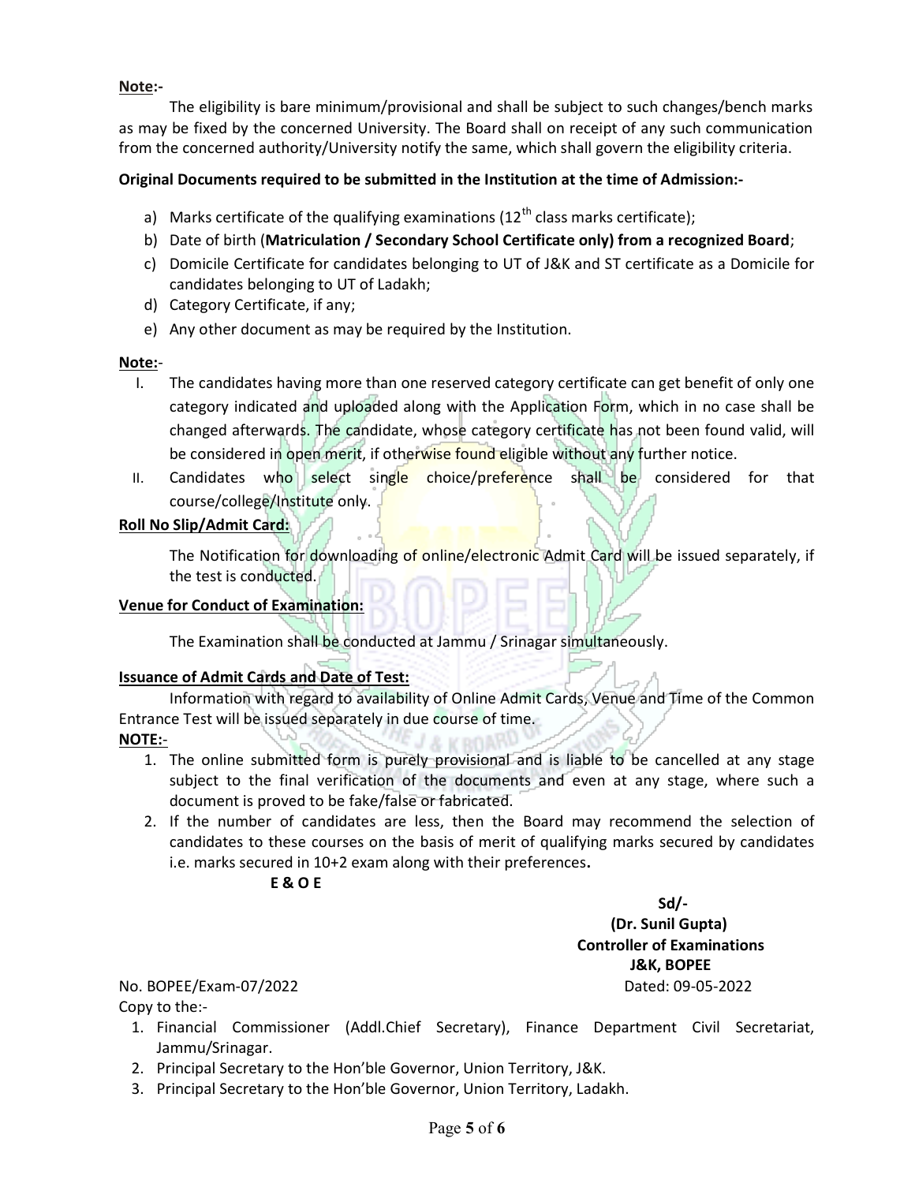**Note:-**

The eligibility is bare minimum/provisional and shall be subject to such changes/bench marks as may be fixed by the concerned University. The Board shall on receipt of any such communication from the concerned authority/University notify the same, which shall govern the eligibility criteria.

**Original Documents required to be submitted in the Institution at the time of Admission:-**

a) Marks certificate of the qualifying examinations (12th class marks certificate);
b) Date of birth (**Matriculation / Secondary School Certificate only) from a recognized Board**;
c) Domicile Certificate for candidates belonging to UT of J&K and ST certificate as a Domicile for candidates belonging to UT of Ladakh;
d) Category Certificate, if any;
e) Any other document as may be required by the Institution.

**Note:-**

I. The candidates having more than one reserved category certificate can get benefit of only one category indicated and uploaded along with the Application Form, which in no case shall be changed afterwards. The candidate, whose category certificate has not been found valid, will be considered in open merit, if otherwise found eligible without any further notice.
II. Candidates who select single choice/preference shall be considered for that course/college/Institute only.

**Roll No Slip/Admit Card:**

The Notification for downloading of online/electronic Admit Card will be issued separately, if the test is conducted.

**Venue for Conduct of Examination:**

The Examination shall be conducted at Jammu / Srinagar simultaneously.

**Issuance of Admit Cards and Date of Test:**

Information with regard to availability of Online Admit Cards, Venue and Time of the Common Entrance Test will be issued separately in due course of time.

**NOTE:-**

1. The online submitted form is purely provisional and is liable to be cancelled at any stage subject to the final verification of the documents and even at any stage, where such a document is proved to be fake/false or fabricated.
2. If the number of candidates are less, then the Board may recommend the selection of candidates to these courses on the basis of merit of qualifying marks secured by candidates i.e. marks secured in 10+2 exam along with their preferences**.**

**E & O E**

**Sd/-**
**(Dr. Sunil Gupta)**
**Controller of Examinations**
**J&K, BOPEE**

No. BOPEE/Exam-07/2022 Dated: 09-05-2022

Copy to the:-

1. Financial Commissioner (Addl.Chief Secretary), Finance Department Civil Secretariat, Jammu/Srinagar.
2. Principal Secretary to the Hon'ble Governor, Union Territory, J&K.
3. Principal Secretary to the Hon'ble Governor, Union Territory, Ladakh.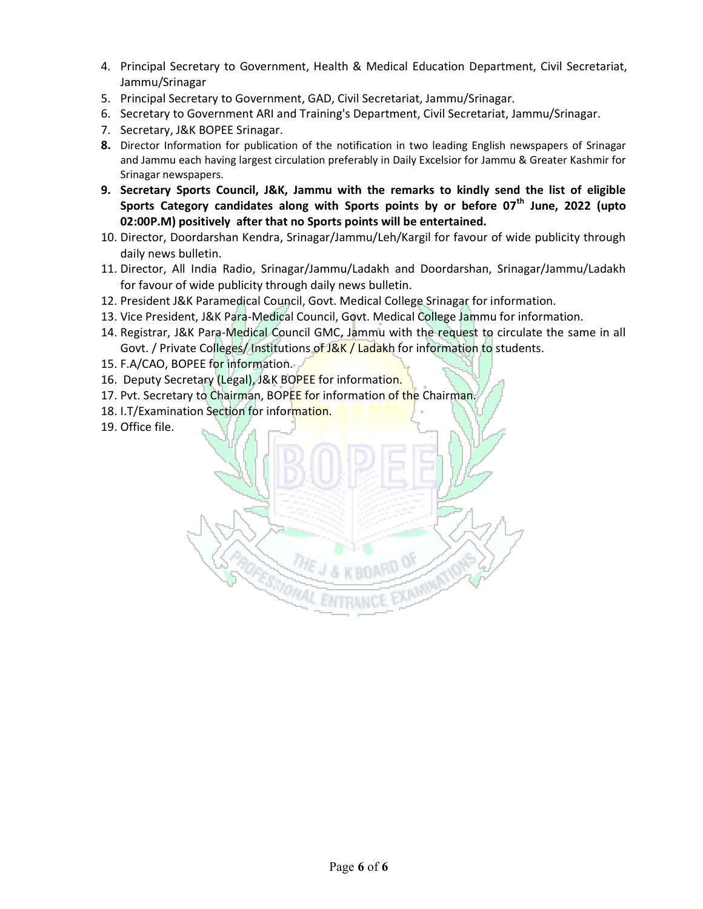4. Principal Secretary to Government, Health & Medical Education Department, Civil Secretariat, Jammu/Srinagar
5. Principal Secretary to Government, GAD, Civil Secretariat, Jammu/Srinagar.
6. Secretary to Government ARI and Training's Department, Civil Secretariat, Jammu/Srinagar.
7. Secretary, J&K BOPEE Srinagar.
8. Director Information for publication of the notification in two leading English newspapers of Srinagar and Jammu each having largest circulation preferably in Daily Excelsior for Jammu & Greater Kashmir for Srinagar newspapers.
9. **Secretary Sports Council, J&K, Jammu with the remarks to kindly send the list of eligible Sports Category candidates along with Sports points by or before 07th June, 2022 (upto 02:00P.M) positively after that no Sports points will be entertained.**
10. Director, Doordarshan Kendra, Srinagar/Jammu/Leh/Kargil for favour of wide publicity through daily news bulletin.
11. Director, All India Radio, Srinagar/Jammu/Ladakh and Doordarshan, Srinagar/Jammu/Ladakh for favour of wide publicity through daily news bulletin.
12. President J&K Paramedical Council, Govt. Medical College Srinagar for information.
13. Vice President, J&K Para-Medical Council, Govt. Medical College Jammu for information.
14. Registrar, J&K Para-Medical Council GMC, Jammu with the request to circulate the same in all Govt. / Private Colleges/ Institutions of J&K / Ladakh for information to students.
15. F.A/CAO, BOPEE for information.
16. Deputy Secretary (Legal), J&K BOPEE for information.
17. Pvt. Secretary to Chairman, BOPEE for information of the Chairman.
18. I.T/Examination Section for information.
19. Office file.